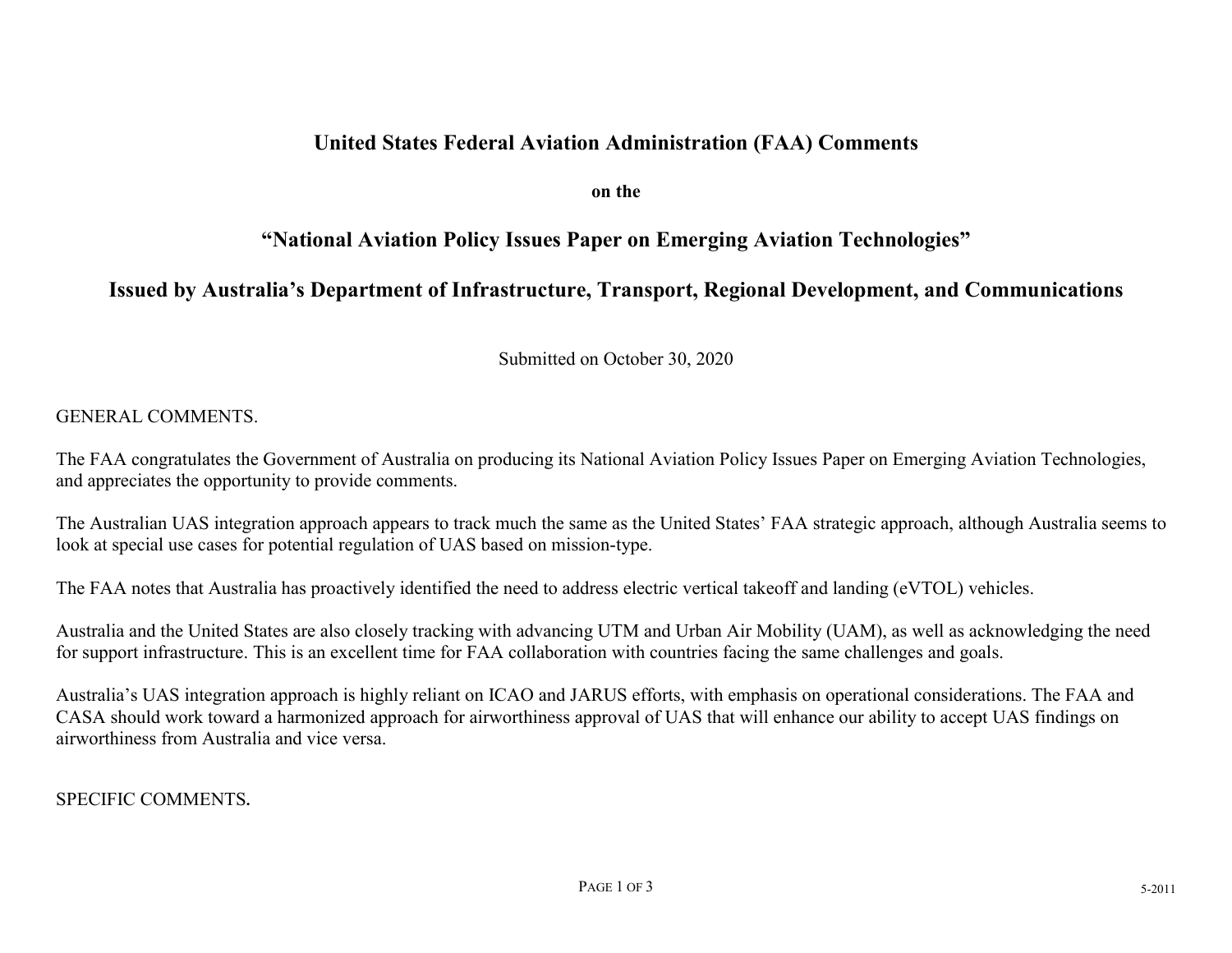# United States Federal Aviation Administration (FAA) Comments

**on the**

## "National Aviation Policy Issues Paper on Emerging Aviation Technologies"

## Issued by Australia's Department of Infrastructure, Transport, Regional Development, and Communications

Submitted on October 30, 2020

GENERAL COMMENTS.

The FAA congratulates the Government of Australia on producing its National Aviation Policy Issues Paper on Emerging Aviation Technologies, and appreciates the opportunity to provide comments.

The Australian UAS integration approach appears to track much the same as the United States' FAA strategic approach, although Australia seems to look at special use cases for potential regulation of UAS based on mission-type.

The FAA notes that Australia has proactively identified the need to address electric vertical takeoff and landing (eVTOL) vehicles.

Australia and the United States are also closely tracking with advancing UTM and Urban Air Mobility (UAM), as well as acknowledging the need for support infrastructure. This is an excellent time for FAA collaboration with countries facing the same challenges and goals.

Australia's UAS integration approach is highly reliant on ICAO and JARUS efforts, with emphasis on operational considerations. The FAA and CASA should work toward a harmonized approach for airworthiness approval of UAS that will enhance our ability to accept UAS findings on airworthiness from Australia and vice versa.

SPECIFIC COMMENTS.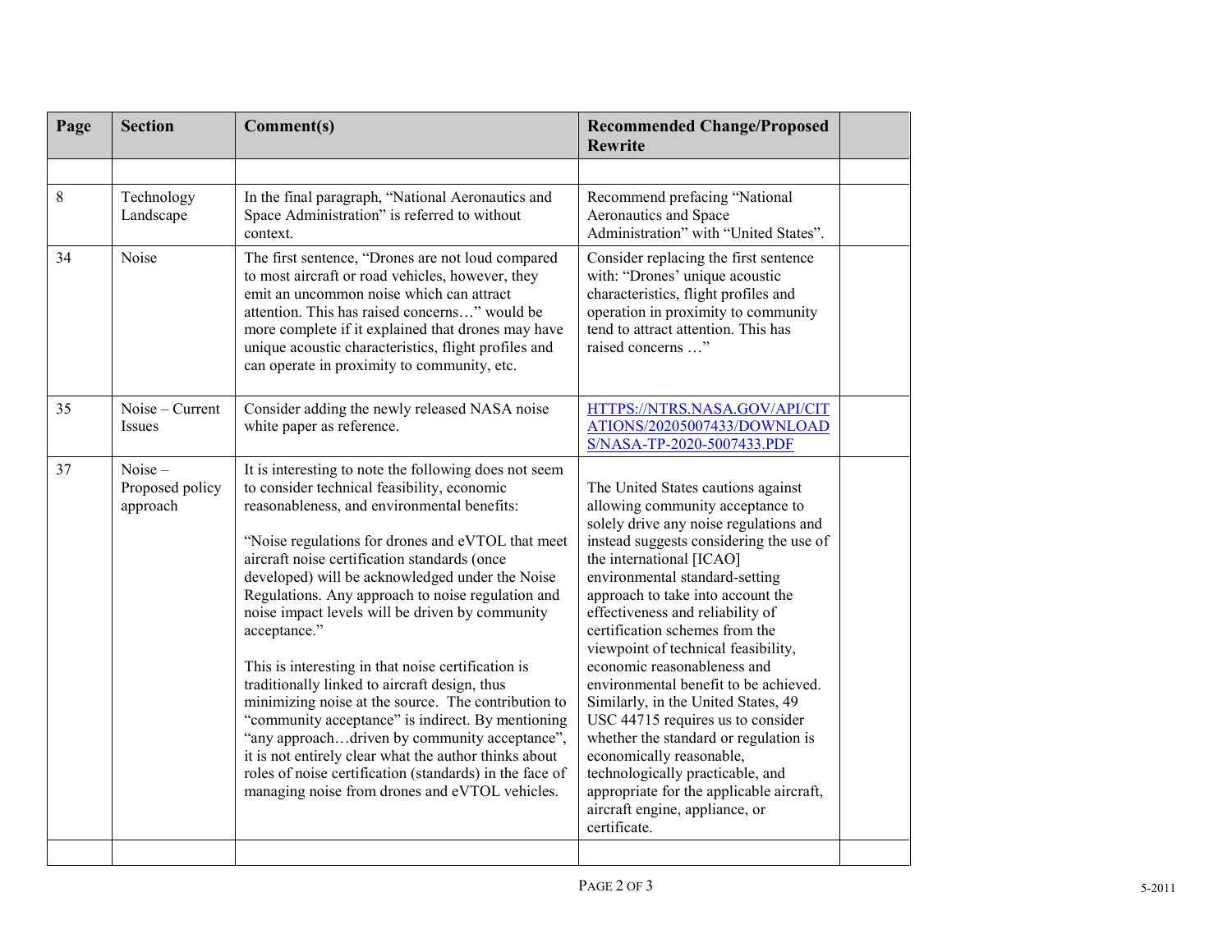| Page | Section | Comment(s) | Recommended Change/Proposed Rewrite | |
|---|---|---|---|---|
| | | | | |
| 8 | Technology Landscape | In the final paragraph, "National Aeronautics and Space Administration" is referred to without context. | Recommend prefacing "National Aeronautics and Space Administration" with "United States". | |
| 34 | Noise | The first sentence, "Drones are not loud compared to most aircraft or road vehicles, however, they emit an uncommon noise which can attract attention. This has raised concerns…" would be more complete if it explained that drones may have unique acoustic characteristics, flight profiles and can operate in proximity to community, etc. | Consider replacing the first sentence with: "Drones' unique acoustic characteristics, flight profiles and operation in proximity to community tend to attract attention. This has raised concerns …" | |
| 35 | Noise – Current Issues | Consider adding the newly released NASA noise white paper as reference. | [HTTPS://NTRS.NASA.GOV/API/CITATIONS/20205007433/DOWNLOADS/NASA-TP-2020-5007433.PDF](HTTPS://NTRS.NASA.GOV/API/CITATIONS/20205007433/DOWNLOADS/NASA-TP-2020-5007433.PDF) | |
| 37 | Noise – Proposed policy approach | It is interesting to note the following does not seem to consider technical feasibility, economic reasonableness, and environmental benefits:<br><br>"Noise regulations for drones and eVTOL that meet aircraft noise certification standards (once developed) will be acknowledged under the Noise Regulations. Any approach to noise regulation and noise impact levels will be driven by community acceptance."<br><br>This is interesting in that noise certification is traditionally linked to aircraft design, thus minimizing noise at the source. The contribution to "community acceptance" is indirect. By mentioning "any approach…driven by community acceptance", it is not entirely clear what the author thinks about roles of noise certification (standards) in the face of managing noise from drones and eVTOL vehicles. | The United States cautions against allowing community acceptance to solely drive any noise regulations and instead suggests considering the use of the international [ICAO] environmental standard-setting approach to take into account the effectiveness and reliability of certification schemes from the viewpoint of technical feasibility, economic reasonableness and environmental benefit to be achieved. Similarly, in the United States, 49 USC 44715 requires us to consider whether the standard or regulation is economically reasonable, technologically practicable, and appropriate for the applicable aircraft, aircraft engine, appliance, or certificate. | |
| | | | | |